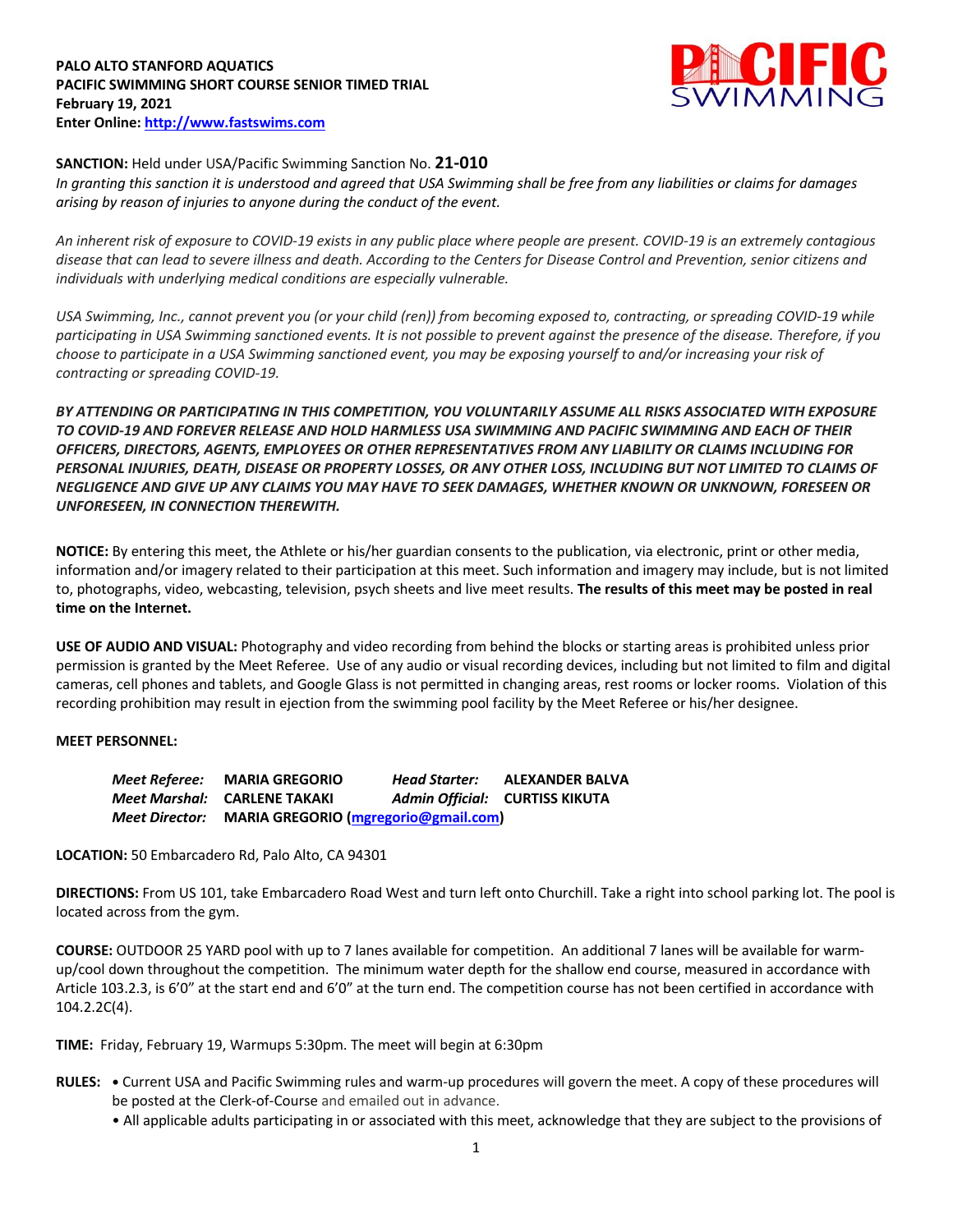**PALO ALTO STANFORD AQUATICS**
**PACIFIC SWIMMING SHORT COURSE SENIOR TIMED TRIAL**
**February 19, 2021**
**Enter Online: [http://www.fastswims.com](http://www.fastswims.com)**

**SANCTION:** Held under USA/Pacific Swimming Sanction No. **21-010**
*In granting this sanction it is understood and agreed that USA Swimming shall be free from any liabilities or claims for damages arising by reason of injuries to anyone during the conduct of the event.*

*An inherent risk of exposure to COVID-19 exists in any public place where people are present. COVID-19 is an extremely contagious disease that can lead to severe illness and death. According to the Centers for Disease Control and Prevention, senior citizens and individuals with underlying medical conditions are especially vulnerable.*

*USA Swimming, Inc., cannot prevent you (or your child (ren)) from becoming exposed to, contracting, or spreading COVID-19 while participating in USA Swimming sanctioned events. It is not possible to prevent against the presence of the disease. Therefore, if you choose to participate in a USA Swimming sanctioned event, you may be exposing yourself to and/or increasing your risk of contracting or spreading COVID-19.*

***BY ATTENDING OR PARTICIPATING IN THIS COMPETITION, YOU VOLUNTARILY ASSUME ALL RISKS ASSOCIATED WITH EXPOSURE TO COVID-19 AND FOREVER RELEASE AND HOLD HARMLESS USA SWIMMING AND PACIFIC SWIMMING AND EACH OF THEIR OFFICERS, DIRECTORS, AGENTS, EMPLOYEES OR OTHER REPRESENTATIVES FROM ANY LIABILITY OR CLAIMS INCLUDING FOR PERSONAL INJURIES, DEATH, DISEASE OR PROPERTY LOSSES, OR ANY OTHER LOSS, INCLUDING BUT NOT LIMITED TO CLAIMS OF NEGLIGENCE AND GIVE UP ANY CLAIMS YOU MAY HAVE TO SEEK DAMAGES, WHETHER KNOWN OR UNKNOWN, FORESEEN OR UNFORESEEN, IN CONNECTION THEREWITH.***

**NOTICE:** By entering this meet, the Athlete or his/her guardian consents to the publication, via electronic, print or other media, information and/or imagery related to their participation at this meet. Such information and imagery may include, but is not limited to, photographs, video, webcasting, television, psych sheets and live meet results. **The results of this meet may be posted in real time on the Internet.**

**USE OF AUDIO AND VISUAL:** Photography and video recording from behind the blocks or starting areas is prohibited unless prior permission is granted by the Meet Referee. Use of any audio or visual recording devices, including but not limited to film and digital cameras, cell phones and tablets, and Google Glass is not permitted in changing areas, rest rooms or locker rooms. Violation of this recording prohibition may result in ejection from the swimming pool facility by the Meet Referee or his/her designee.

**MEET PERSONNEL:**

*Meet Referee:* **MARIA GREGORIO** *Head Starter:* **ALEXANDER BALVA**
*Meet Marshal:* **CARLENE TAKAKI** *Admin Official:* **CURTISS KIKUTA**
*Meet Director:* **MARIA GREGORIO ([mgregorio@gmail.com](mailto:mgregorio@gmail.com))**

**LOCATION:** 50 Embarcadero Rd, Palo Alto, CA 94301

**DIRECTIONS:** From US 101, take Embarcadero Road West and turn left onto Churchill. Take a right into school parking lot. The pool is located across from the gym.

**COURSE:** OUTDOOR 25 YARD pool with up to 7 lanes available for competition. An additional 7 lanes will be available for warm-up/cool down throughout the competition. The minimum water depth for the shallow end course, measured in accordance with Article 103.2.3, is 6'0" at the start end and 6'0" at the turn end. The competition course has not been certified in accordance with 104.2.2C(4).

**TIME:** Friday, February 19, Warmups 5:30pm. The meet will begin at 6:30pm

**RULES:**
- Current USA and Pacific Swimming rules and warm-up procedures will govern the meet. A copy of these procedures will be posted at the Clerk-of-Course and emailed out in advance.
- All applicable adults participating in or associated with this meet, acknowledge that they are subject to the provisions of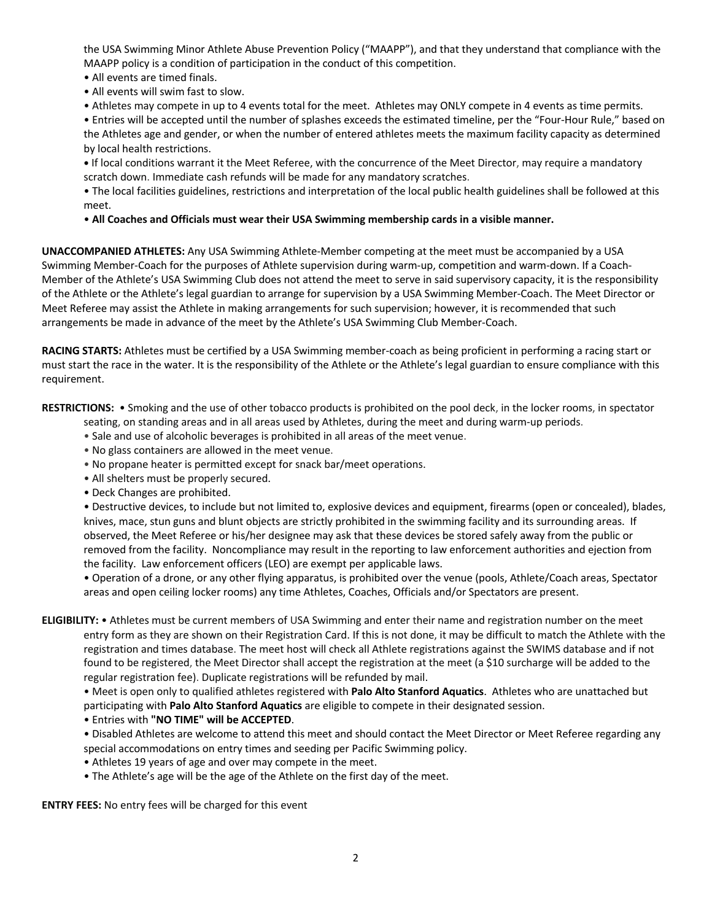the USA Swimming Minor Athlete Abuse Prevention Policy ("MAAPP"), and that they understand that compliance with the MAAPP policy is a condition of participation in the conduct of this competition.

- All events are timed finals.
- All events will swim fast to slow.
- Athletes may compete in up to 4 events total for the meet. Athletes may ONLY compete in 4 events as time permits.
- Entries will be accepted until the number of splashes exceeds the estimated timeline, per the "Four-Hour Rule," based on the Athletes age and gender, or when the number of entered athletes meets the maximum facility capacity as determined by local health restrictions.
- If local conditions warrant it the Meet Referee, with the concurrence of the Meet Director, may require a mandatory scratch down. Immediate cash refunds will be made for any mandatory scratches.
- The local facilities guidelines, restrictions and interpretation of the local public health guidelines shall be followed at this meet.
- **All Coaches and Officials must wear their USA Swimming membership cards in a visible manner.**

**UNACCOMPANIED ATHLETES:** Any USA Swimming Athlete-Member competing at the meet must be accompanied by a USA Swimming Member-Coach for the purposes of Athlete supervision during warm-up, competition and warm-down. If a Coach-Member of the Athlete's USA Swimming Club does not attend the meet to serve in said supervisory capacity, it is the responsibility of the Athlete or the Athlete's legal guardian to arrange for supervision by a USA Swimming Member-Coach. The Meet Director or Meet Referee may assist the Athlete in making arrangements for such supervision; however, it is recommended that such arrangements be made in advance of the meet by the Athlete's USA Swimming Club Member-Coach.

**RACING STARTS:** Athletes must be certified by a USA Swimming member-coach as being proficient in performing a racing start or must start the race in the water. It is the responsibility of the Athlete or the Athlete's legal guardian to ensure compliance with this requirement.

**RESTRICTIONS:**

- Smoking and the use of other tobacco products is prohibited on the pool deck, in the locker rooms, in spectator seating, on standing areas and in all areas used by Athletes, during the meet and during warm-up periods.
- Sale and use of alcoholic beverages is prohibited in all areas of the meet venue.
- No glass containers are allowed in the meet venue.
- No propane heater is permitted except for snack bar/meet operations.
- All shelters must be properly secured.
- Deck Changes are prohibited.
- Destructive devices, to include but not limited to, explosive devices and equipment, firearms (open or concealed), blades, knives, mace, stun guns and blunt objects are strictly prohibited in the swimming facility and its surrounding areas. If observed, the Meet Referee or his/her designee may ask that these devices be stored safely away from the public or removed from the facility. Noncompliance may result in the reporting to law enforcement authorities and ejection from the facility. Law enforcement officers (LEO) are exempt per applicable laws.
- Operation of a drone, or any other flying apparatus, is prohibited over the venue (pools, Athlete/Coach areas, Spectator areas and open ceiling locker rooms) any time Athletes, Coaches, Officials and/or Spectators are present.

**ELIGIBILITY:**

- Athletes must be current members of USA Swimming and enter their name and registration number on the meet entry form as they are shown on their Registration Card. If this is not done, it may be difficult to match the Athlete with the registration and times database. The meet host will check all Athlete registrations against the SWIMS database and if not found to be registered, the Meet Director shall accept the registration at the meet (a $10 surcharge will be added to the regular registration fee). Duplicate registrations will be refunded by mail.
- Meet is open only to qualified athletes registered with **Palo Alto Stanford Aquatics**. Athletes who are unattached but participating with **Palo Alto Stanford Aquatics** are eligible to compete in their designated session.
- Entries with **"NO TIME" will be ACCEPTED**.
- Disabled Athletes are welcome to attend this meet and should contact the Meet Director or Meet Referee regarding any special accommodations on entry times and seeding per Pacific Swimming policy.
- Athletes 19 years of age and over may compete in the meet.
- The Athlete's age will be the age of the Athlete on the first day of the meet.

**ENTRY FEES:** No entry fees will be charged for this event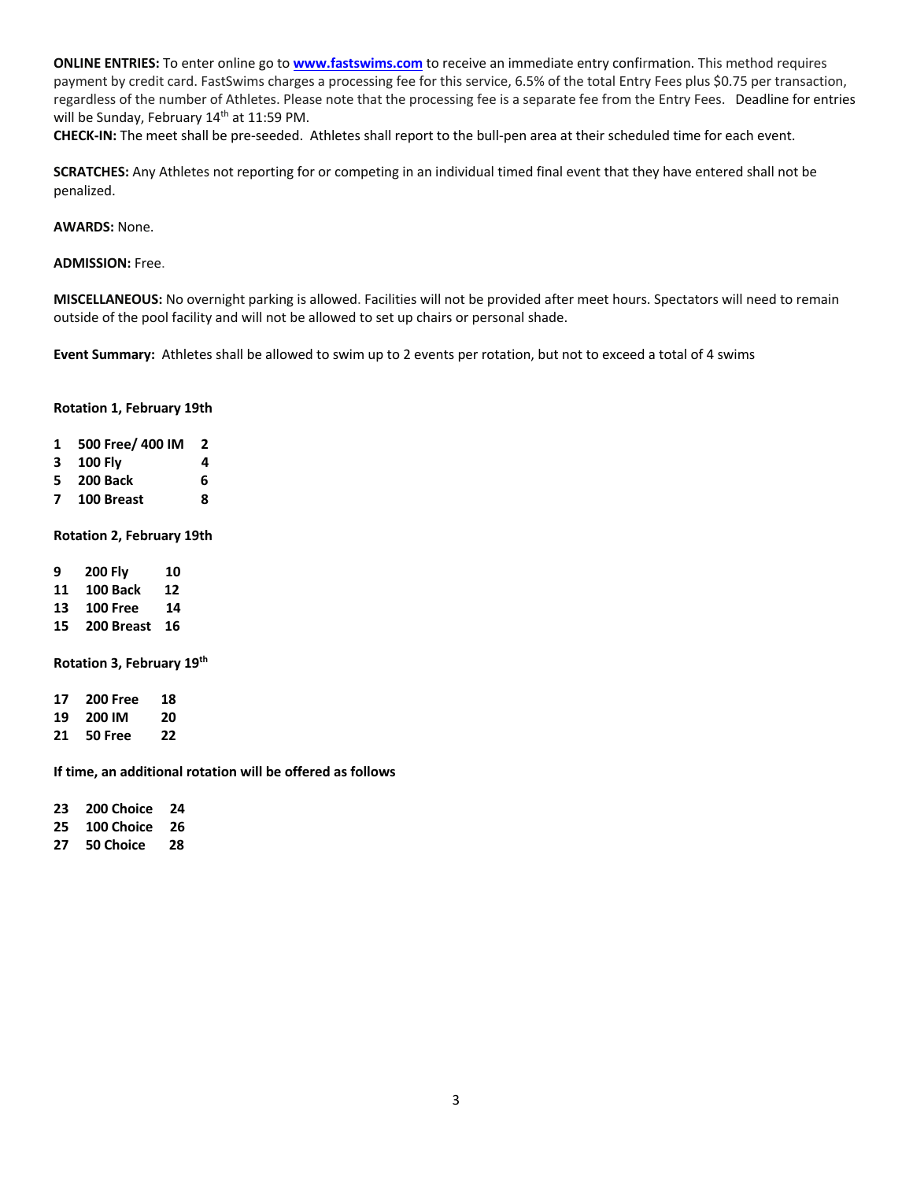**ONLINE ENTRIES:** To enter online go to **[www.fastswims.com](http://www.fastswims.com)** to receive an immediate entry confirmation. This method requires payment by credit card. FastSwims charges a processing fee for this service, 6.5% of the total Entry Fees plus $0.75 per transaction, regardless of the number of Athletes. Please note that the processing fee is a separate fee from the Entry Fees. Deadline for entries will be Sunday, February 14th at 11:59 PM.

**CHECK-IN:** The meet shall be pre-seeded. Athletes shall report to the bull-pen area at their scheduled time for each event.

**SCRATCHES:** Any Athletes not reporting for or competing in an individual timed final event that they have entered shall not be penalized.

**AWARDS:** None.

**ADMISSION:** Free.

**MISCELLANEOUS:** No overnight parking is allowed. Facilities will not be provided after meet hours. Spectators will need to remain outside of the pool facility and will not be allowed to set up chairs or personal shade.

**Event Summary:** Athletes shall be allowed to swim up to 2 events per rotation, but not to exceed a total of 4 swims

**Rotation 1, February 19th**

| | | |
|---|---|---|
| **1** | **500 Free/ 400 IM** | **2** |
| **3** | **100 Fly** | **4** |
| **5** | **200 Back** | **6** |
| **7** | **100 Breast** | **8** |

**Rotation 2, February 19th**

| | | |
|---|---|---|
| **9** | **200 Fly** | **10** |
| **11** | **100 Back** | **12** |
| **13** | **100 Free** | **14** |
| **15** | **200 Breast** | **16** |

**Rotation 3, February 19th**

| | | |
|---|---|---|
| **17** | **200 Free** | **18** |
| **19** | **200 IM** | **20** |
| **21** | **50 Free** | **22** |

**If time, an additional rotation will be offered as follows**

| | | |
|---|---|---|
| **23** | **200 Choice** | **24** |
| **25** | **100 Choice** | **26** |
| **27** | **50 Choice** | **28** |